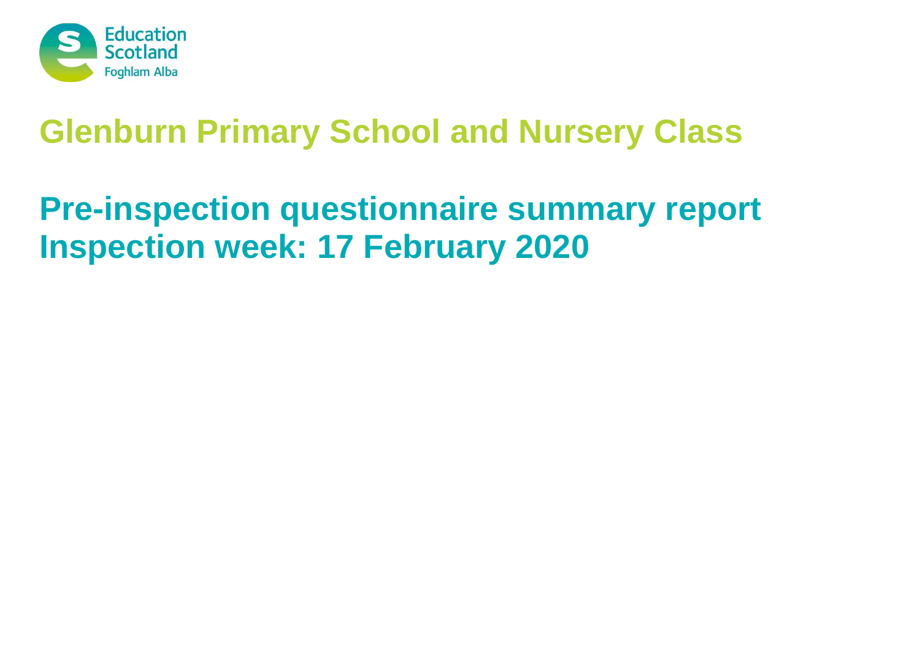# Glenburn Primary School and Nursery Class

## Pre-inspection questionnaire summary report
## Inspection week: 17 February 2020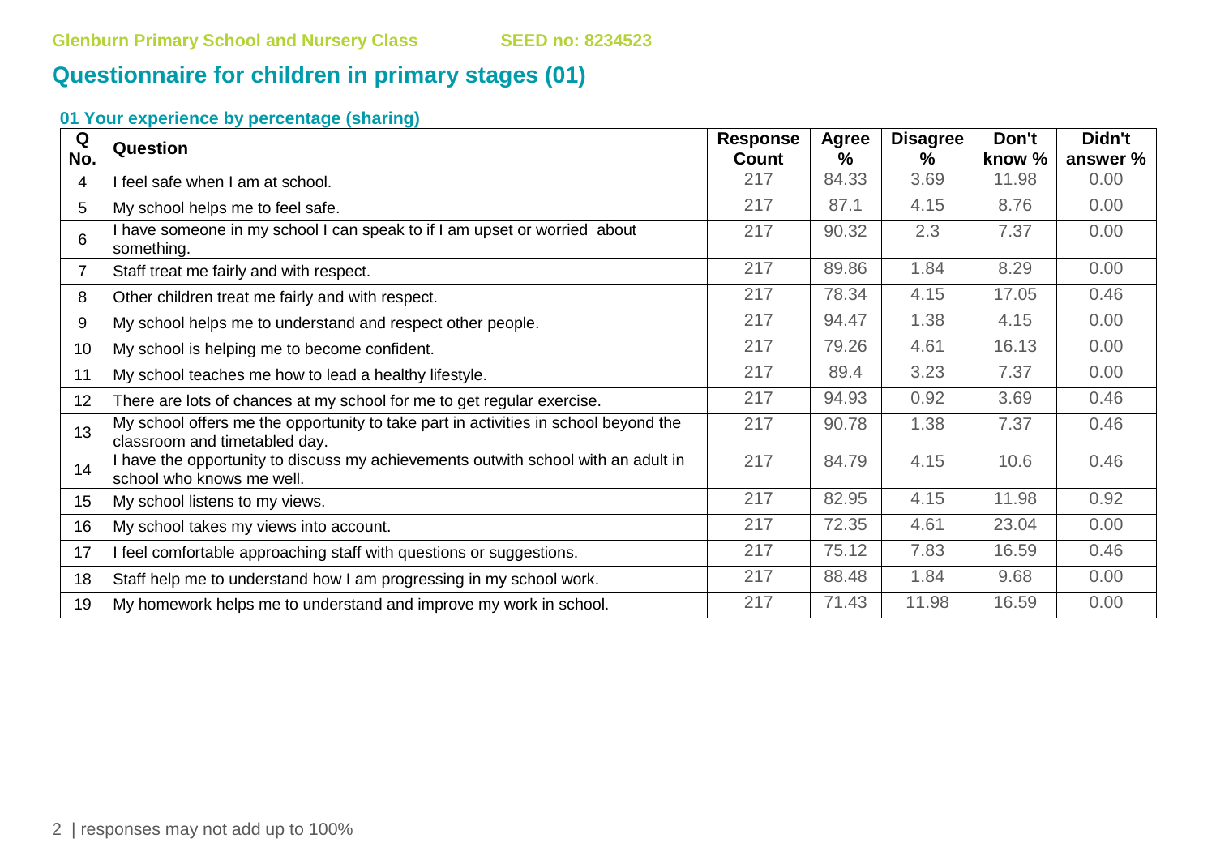Glenburn Primary School and Nursery Class SEED no: 8234523

# Questionnaire for children in primary stages (01)

### 01 Your experience by percentage (sharing)

| Q No. | Question | Response Count | Agree % | Disagree % | Don't know % | Didn't answer % |
|---|---|---|---|---|---|---|
| 4 | I feel safe when I am at school. | 217 | 84.33 | 3.69 | 11.98 | 0.00 |
| 5 | My school helps me to feel safe. | 217 | 87.1 | 4.15 | 8.76 | 0.00 |
| 6 | I have someone in my school I can speak to if I am upset or worried about something. | 217 | 90.32 | 2.3 | 7.37 | 0.00 |
| 7 | Staff treat me fairly and with respect. | 217 | 89.86 | 1.84 | 8.29 | 0.00 |
| 8 | Other children treat me fairly and with respect. | 217 | 78.34 | 4.15 | 17.05 | 0.46 |
| 9 | My school helps me to understand and respect other people. | 217 | 94.47 | 1.38 | 4.15 | 0.00 |
| 10 | My school is helping me to become confident. | 217 | 79.26 | 4.61 | 16.13 | 0.00 |
| 11 | My school teaches me how to lead a healthy lifestyle. | 217 | 89.4 | 3.23 | 7.37 | 0.00 |
| 12 | There are lots of chances at my school for me to get regular exercise. | 217 | 94.93 | 0.92 | 3.69 | 0.46 |
| 13 | My school offers me the opportunity to take part in activities in school beyond the classroom and timetabled day. | 217 | 90.78 | 1.38 | 7.37 | 0.46 |
| 14 | I have the opportunity to discuss my achievements outwith school with an adult in school who knows me well. | 217 | 84.79 | 4.15 | 10.6 | 0.46 |
| 15 | My school listens to my views. | 217 | 82.95 | 4.15 | 11.98 | 0.92 |
| 16 | My school takes my views into account. | 217 | 72.35 | 4.61 | 23.04 | 0.00 |
| 17 | I feel comfortable approaching staff with questions or suggestions. | 217 | 75.12 | 7.83 | 16.59 | 0.46 |
| 18 | Staff help me to understand how I am progressing in my school work. | 217 | 88.48 | 1.84 | 9.68 | 0.00 |
| 19 | My homework helps me to understand and improve my work in school. | 217 | 71.43 | 11.98 | 16.59 | 0.00 |

responses may not add up to 100%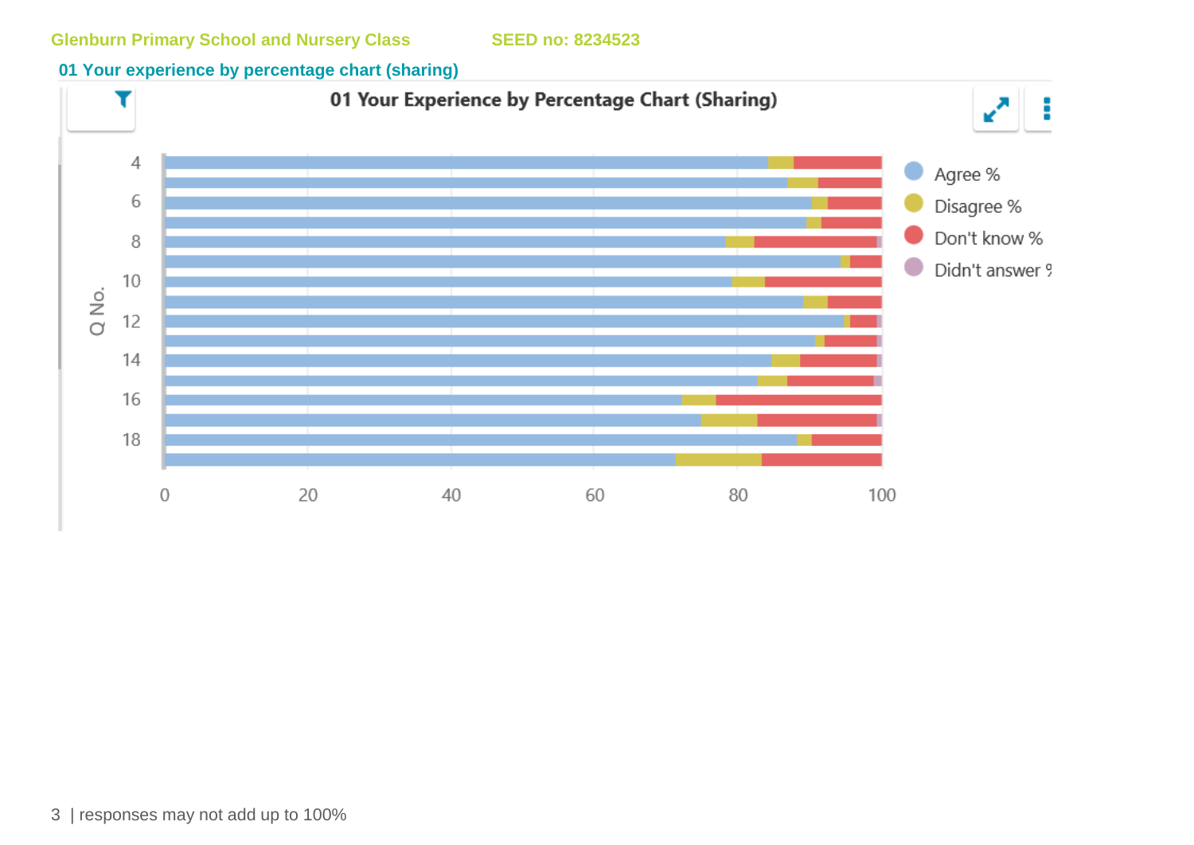Glenburn Primary School and Nursery Class SEED no: 8234523

## 01 Your experience by percentage chart (sharing)

responses may not add up to 100%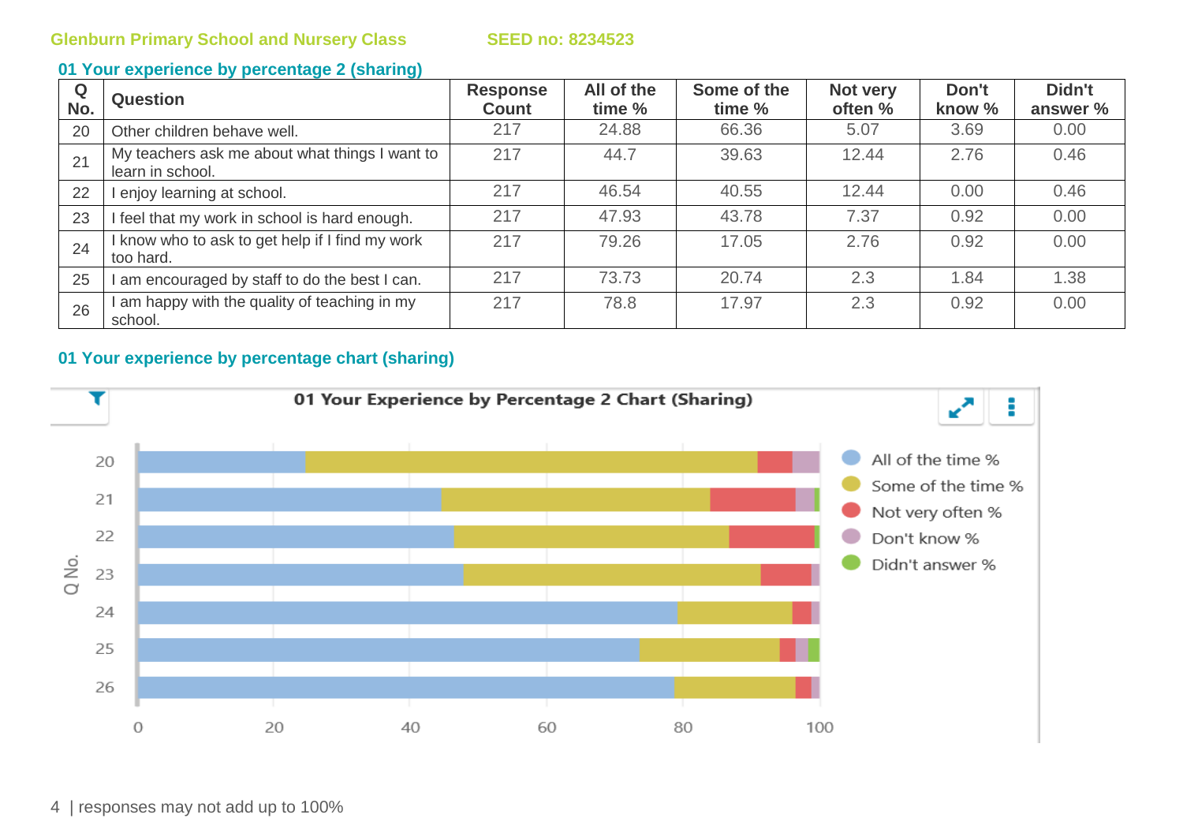Glenburn Primary School and Nursery Class SEED no: 8234523

## 01 Your experience by percentage 2 (sharing)

| Q No. | Question | Response Count | All of the time % | Some of the time % | Not very often % | Don't know % | Didn't answer % |
|---|---|---|---|---|---|---|---|
| 20 | Other children behave well. | 217 | 24.88 | 66.36 | 5.07 | 3.69 | 0.00 |
| 21 | My teachers ask me about what things I want to learn in school. | 217 | 44.7 | 39.63 | 12.44 | 2.76 | 0.46 |
| 22 | I enjoy learning at school. | 217 | 46.54 | 40.55 | 12.44 | 0.00 | 0.46 |
| 23 | I feel that my work in school is hard enough. | 217 | 47.93 | 43.78 | 7.37 | 0.92 | 0.00 |
| 24 | I know who to ask to get help if I find my work too hard. | 217 | 79.26 | 17.05 | 2.76 | 0.92 | 0.00 |
| 25 | I am encouraged by staff to do the best I can. | 217 | 73.73 | 20.74 | 2.3 | 1.84 | 1.38 |
| 26 | I am happy with the quality of teaching in my school. | 217 | 78.8 | 17.97 | 2.3 | 0.92 | 0.00 |

## 01 Your experience by percentage chart (sharing)

01 Your Experience by Percentage 2 Chart (Sharing)

responses may not add up to 100%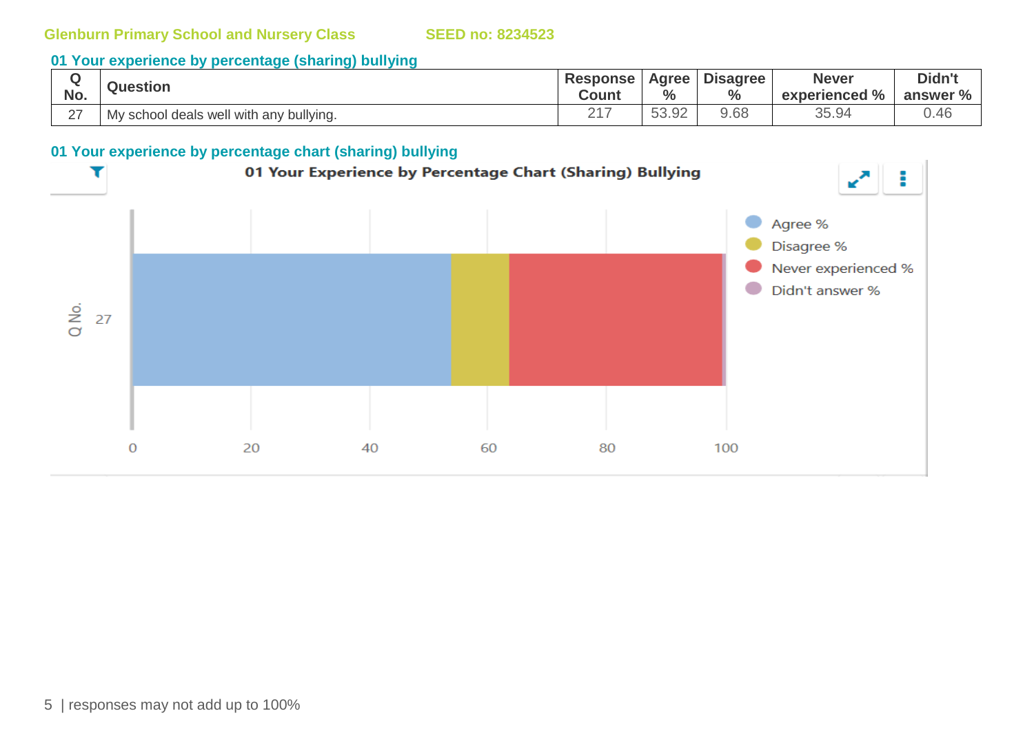**Glenburn Primary School and Nursery Class** **SEED no: 8234523**

## 01 Your experience by percentage (sharing) bullying

| Q No. | Question | Response Count | Agree % | Disagree % | Never experienced % | Didn't answer % |
|---|---|---|---|---|---|---|
| 27 | My school deals well with any bullying. | 217 | 53.92 | 9.68 | 35.94 | 0.46 |

## 01 Your experience by percentage chart (sharing) bullying

01 Your Experience by Percentage Chart (Sharing) Bullying

Q No. 27

Agree % | Disagree % | Never experienced % | Didn't answer %

0 20 40 60 80 100

responses may not add up to 100%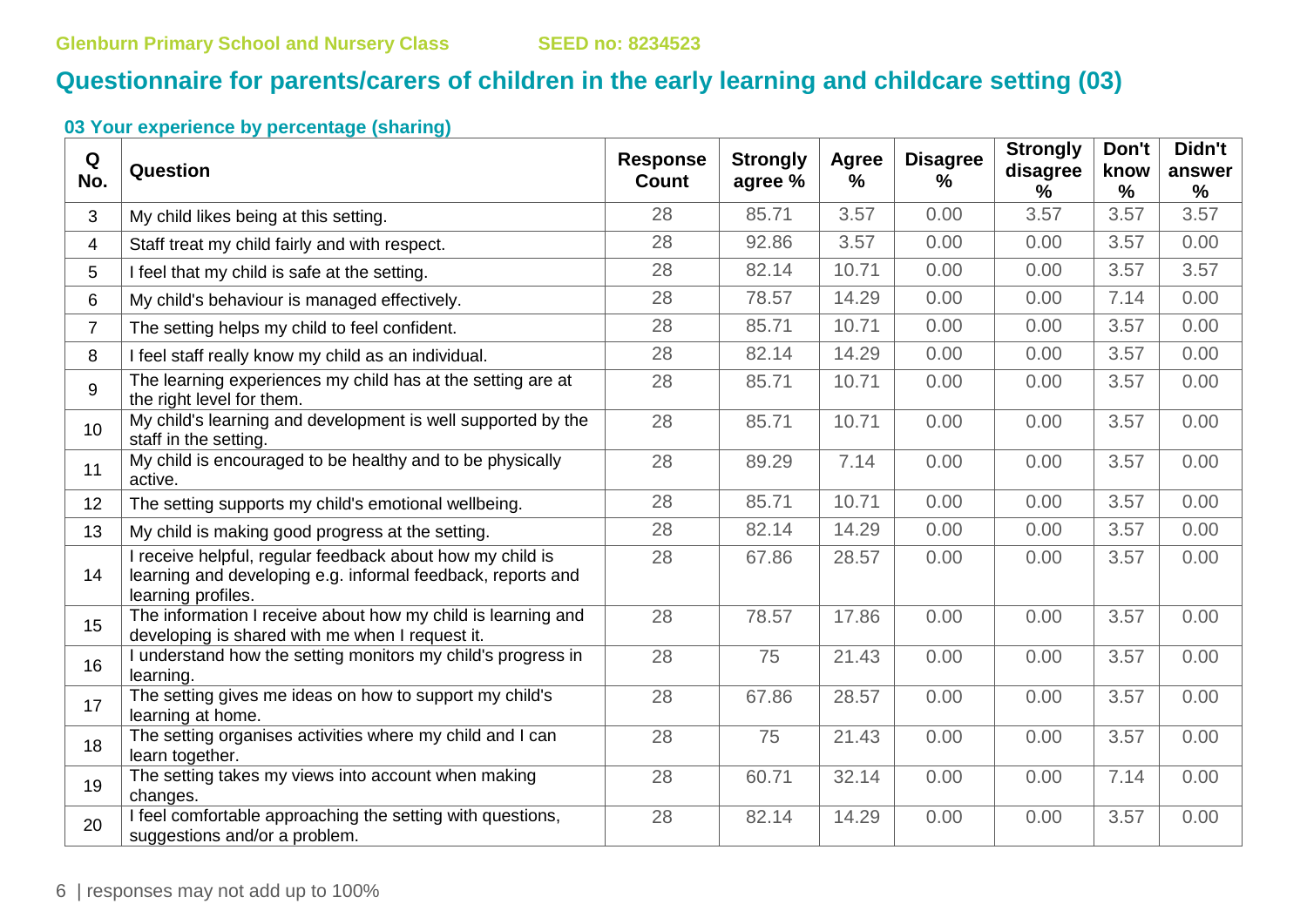Glenburn Primary School and Nursery Class SEED no: 8234523

# Questionnaire for parents/carers of children in the early learning and childcare setting (03)

### 03 Your experience by percentage (sharing)

| Q No. | Question | Response Count | Strongly agree % | Agree % | Disagree % | Strongly disagree % | Don't know % | Didn't answer % |
|---|---|---|---|---|---|---|---|---|
| 3 | My child likes being at this setting. | 28 | 85.71 | 3.57 | 0.00 | 3.57 | 3.57 | 3.57 |
| 4 | Staff treat my child fairly and with respect. | 28 | 92.86 | 3.57 | 0.00 | 0.00 | 3.57 | 0.00 |
| 5 | I feel that my child is safe at the setting. | 28 | 82.14 | 10.71 | 0.00 | 0.00 | 3.57 | 3.57 |
| 6 | My child's behaviour is managed effectively. | 28 | 78.57 | 14.29 | 0.00 | 0.00 | 7.14 | 0.00 |
| 7 | The setting helps my child to feel confident. | 28 | 85.71 | 10.71 | 0.00 | 0.00 | 3.57 | 0.00 |
| 8 | I feel staff really know my child as an individual. | 28 | 82.14 | 14.29 | 0.00 | 0.00 | 3.57 | 0.00 |
| 9 | The learning experiences my child has at the setting are at the right level for them. | 28 | 85.71 | 10.71 | 0.00 | 0.00 | 3.57 | 0.00 |
| 10 | My child's learning and development is well supported by the staff in the setting. | 28 | 85.71 | 10.71 | 0.00 | 0.00 | 3.57 | 0.00 |
| 11 | My child is encouraged to be healthy and to be physically active. | 28 | 89.29 | 7.14 | 0.00 | 0.00 | 3.57 | 0.00 |
| 12 | The setting supports my child's emotional wellbeing. | 28 | 85.71 | 10.71 | 0.00 | 0.00 | 3.57 | 0.00 |
| 13 | My child is making good progress at the setting. | 28 | 82.14 | 14.29 | 0.00 | 0.00 | 3.57 | 0.00 |
| 14 | I receive helpful, regular feedback about how my child is learning and developing e.g. informal feedback, reports and learning profiles. | 28 | 67.86 | 28.57 | 0.00 | 0.00 | 3.57 | 0.00 |
| 15 | The information I receive about how my child is learning and developing is shared with me when I request it. | 28 | 78.57 | 17.86 | 0.00 | 0.00 | 3.57 | 0.00 |
| 16 | I understand how the setting monitors my child's progress in learning. | 28 | 75 | 21.43 | 0.00 | 0.00 | 3.57 | 0.00 |
| 17 | The setting gives me ideas on how to support my child's learning at home. | 28 | 67.86 | 28.57 | 0.00 | 0.00 | 3.57 | 0.00 |
| 18 | The setting organises activities where my child and I can learn together. | 28 | 75 | 21.43 | 0.00 | 0.00 | 3.57 | 0.00 |
| 19 | The setting takes my views into account when making changes. | 28 | 60.71 | 32.14 | 0.00 | 0.00 | 7.14 | 0.00 |
| 20 | I feel comfortable approaching the setting with questions, suggestions and/or a problem. | 28 | 82.14 | 14.29 | 0.00 | 0.00 | 3.57 | 0.00 |

responses may not add up to 100%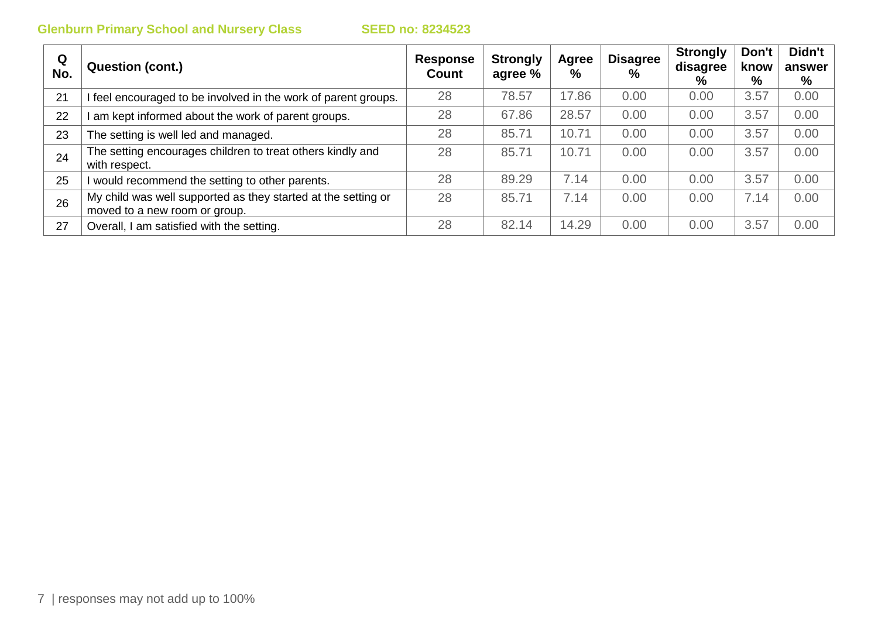| Q No. | Question (cont.) | Response Count | Strongly agree % | Agree % | Disagree % | Strongly disagree % | Don't know % | Didn't answer % |
|---|---|---|---|---|---|---|---|---|
| 21 | I feel encouraged to be involved in the work of parent groups. | 28 | 78.57 | 17.86 | 0.00 | 0.00 | 3.57 | 0.00 |
| 22 | I am kept informed about the work of parent groups. | 28 | 67.86 | 28.57 | 0.00 | 0.00 | 3.57 | 0.00 |
| 23 | The setting is well led and managed. | 28 | 85.71 | 10.71 | 0.00 | 0.00 | 3.57 | 0.00 |
| 24 | The setting encourages children to treat others kindly and with respect. | 28 | 85.71 | 10.71 | 0.00 | 0.00 | 3.57 | 0.00 |
| 25 | I would recommend the setting to other parents. | 28 | 89.29 | 7.14 | 0.00 | 0.00 | 3.57 | 0.00 |
| 26 | My child was well supported as they started at the setting or moved to a new room or group. | 28 | 85.71 | 7.14 | 0.00 | 0.00 | 7.14 | 0.00 |
| 27 | Overall, I am satisfied with the setting. | 28 | 82.14 | 14.29 | 0.00 | 0.00 | 3.57 | 0.00 |

responses may not add up to 100%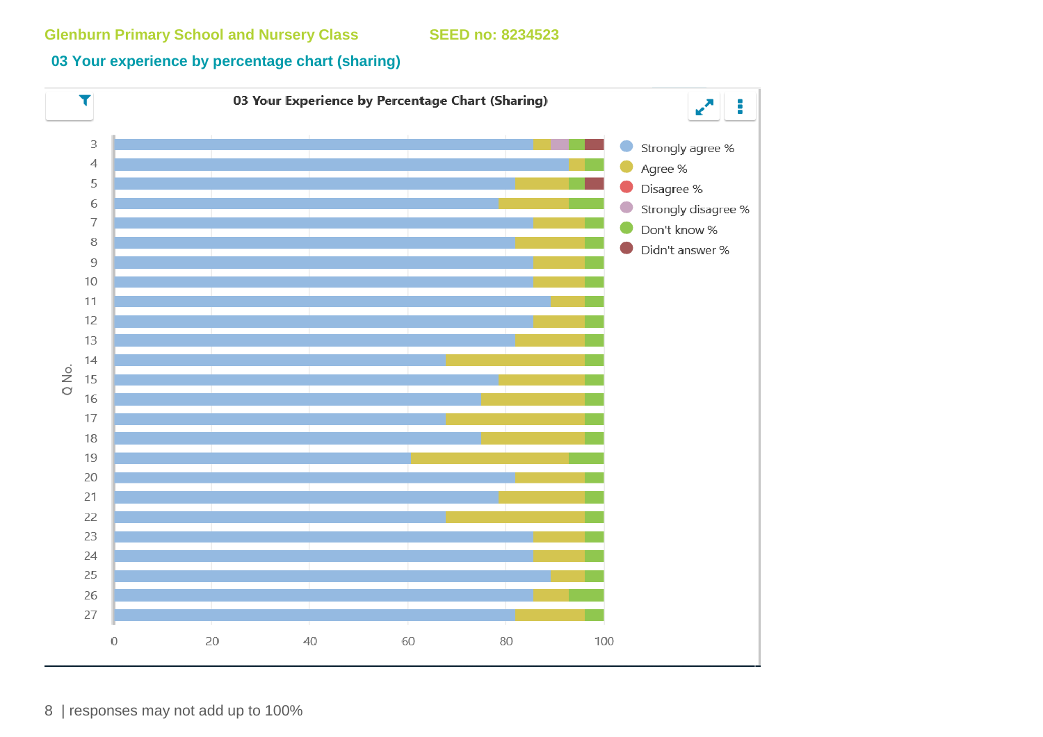Glenburn Primary School and Nursery Class SEED no: 8234523

## 03 Your experience by percentage chart (sharing)

03 Your Experience by Percentage Chart (Sharing)

Q No.

Strongly agree %
Agree %
Disagree %
Strongly disagree %
Don't know %
Didn't answer %

responses may not add up to 100%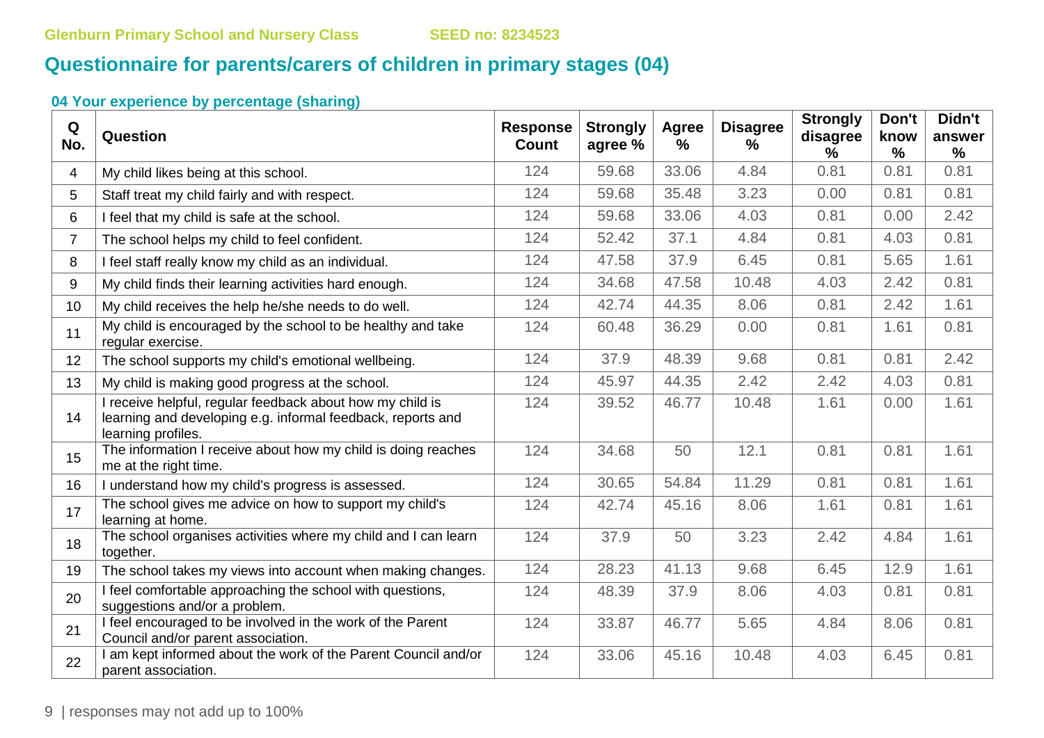Glenburn Primary School and Nursery Class SEED no: 8234523

# Questionnaire for parents/carers of children in primary stages (04)

### 04 Your experience by percentage (sharing)

| Q No. | Question | Response Count | Strongly agree % | Agree % | Disagree % | Strongly disagree % | Don't know % | Didn't answer % |
|---|---|---|---|---|---|---|---|---|
| 4 | My child likes being at this school. | 124 | 59.68 | 33.06 | 4.84 | 0.81 | 0.81 | 0.81 |
| 5 | Staff treat my child fairly and with respect. | 124 | 59.68 | 35.48 | 3.23 | 0.00 | 0.81 | 0.81 |
| 6 | I feel that my child is safe at the school. | 124 | 59.68 | 33.06 | 4.03 | 0.81 | 0.00 | 2.42 |
| 7 | The school helps my child to feel confident. | 124 | 52.42 | 37.1 | 4.84 | 0.81 | 4.03 | 0.81 |
| 8 | I feel staff really know my child as an individual. | 124 | 47.58 | 37.9 | 6.45 | 0.81 | 5.65 | 1.61 |
| 9 | My child finds their learning activities hard enough. | 124 | 34.68 | 47.58 | 10.48 | 4.03 | 2.42 | 0.81 |
| 10 | My child receives the help he/she needs to do well. | 124 | 42.74 | 44.35 | 8.06 | 0.81 | 2.42 | 1.61 |
| 11 | My child is encouraged by the school to be healthy and take regular exercise. | 124 | 60.48 | 36.29 | 0.00 | 0.81 | 1.61 | 0.81 |
| 12 | The school supports my child's emotional wellbeing. | 124 | 37.9 | 48.39 | 9.68 | 0.81 | 0.81 | 2.42 |
| 13 | My child is making good progress at the school. | 124 | 45.97 | 44.35 | 2.42 | 2.42 | 4.03 | 0.81 |
| 14 | I receive helpful, regular feedback about how my child is learning and developing e.g. informal feedback, reports and learning profiles. | 124 | 39.52 | 46.77 | 10.48 | 1.61 | 0.00 | 1.61 |
| 15 | The information I receive about how my child is doing reaches me at the right time. | 124 | 34.68 | 50 | 12.1 | 0.81 | 0.81 | 1.61 |
| 16 | I understand how my child's progress is assessed. | 124 | 30.65 | 54.84 | 11.29 | 0.81 | 0.81 | 1.61 |
| 17 | The school gives me advice on how to support my child's learning at home. | 124 | 42.74 | 45.16 | 8.06 | 1.61 | 0.81 | 1.61 |
| 18 | The school organises activities where my child and I can learn together. | 124 | 37.9 | 50 | 3.23 | 2.42 | 4.84 | 1.61 |
| 19 | The school takes my views into account when making changes. | 124 | 28.23 | 41.13 | 9.68 | 6.45 | 12.9 | 1.61 |
| 20 | I feel comfortable approaching the school with questions, suggestions and/or a problem. | 124 | 48.39 | 37.9 | 8.06 | 4.03 | 0.81 | 0.81 |
| 21 | I feel encouraged to be involved in the work of the Parent Council and/or parent association. | 124 | 33.87 | 46.77 | 5.65 | 4.84 | 8.06 | 0.81 |
| 22 | I am kept informed about the work of the Parent Council and/or parent association. | 124 | 33.06 | 45.16 | 10.48 | 4.03 | 6.45 | 0.81 |

responses may not add up to 100%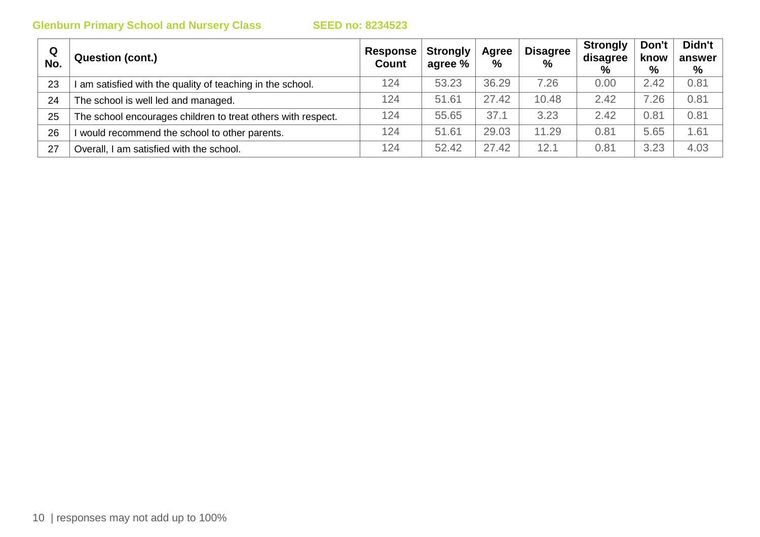Glenburn Primary School and Nursery Class SEED no: 8234523

| Q No. | Question (cont.) | Response Count | Strongly agree % | Agree % | Disagree % | Strongly disagree % | Don't know % | Didn't answer % |
|---|---|---|---|---|---|---|---|---|
| 23 | I am satisfied with the quality of teaching in the school. | 124 | 53.23 | 36.29 | 7.26 | 0.00 | 2.42 | 0.81 |
| 24 | The school is well led and managed. | 124 | 51.61 | 27.42 | 10.48 | 2.42 | 7.26 | 0.81 |
| 25 | The school encourages children to treat others with respect. | 124 | 55.65 | 37.1 | 3.23 | 2.42 | 0.81 | 0.81 |
| 26 | I would recommend the school to other parents. | 124 | 51.61 | 29.03 | 11.29 | 0.81 | 5.65 | 1.61 |
| 27 | Overall, I am satisfied with the school. | 124 | 52.42 | 27.42 | 12.1 | 0.81 | 3.23 | 4.03 |

responses may not add up to 100%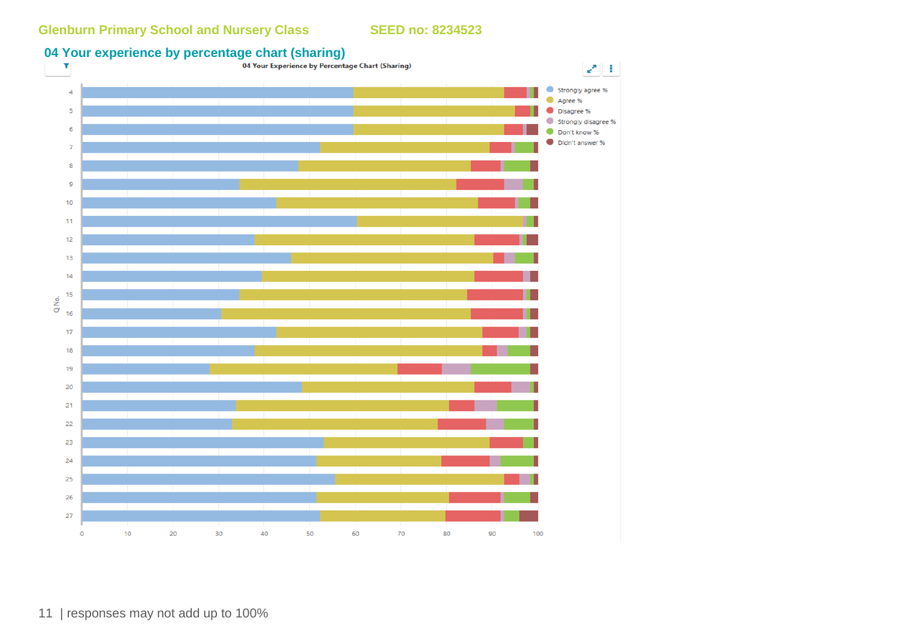Glenburn Primary School and Nursery Class SEED no: 8234523

## 04 Your experience by percentage chart (sharing)

04 Your Experience by Percentage Chart (Sharing)

Legend: Strongly agree %, Agree %, Disagree %, Strongly disagree %, Don't know %, Didn't answer %

Q No.: 4, 5, 6, 7, 8, 9, 10, 11, 12, 13, 14, 15, 16, 17, 18, 19, 20, 21, 22, 23, 24, 25, 26, 27

0 10 20 30 40 50 60 70 80 90 100

| responses may not add up to 100%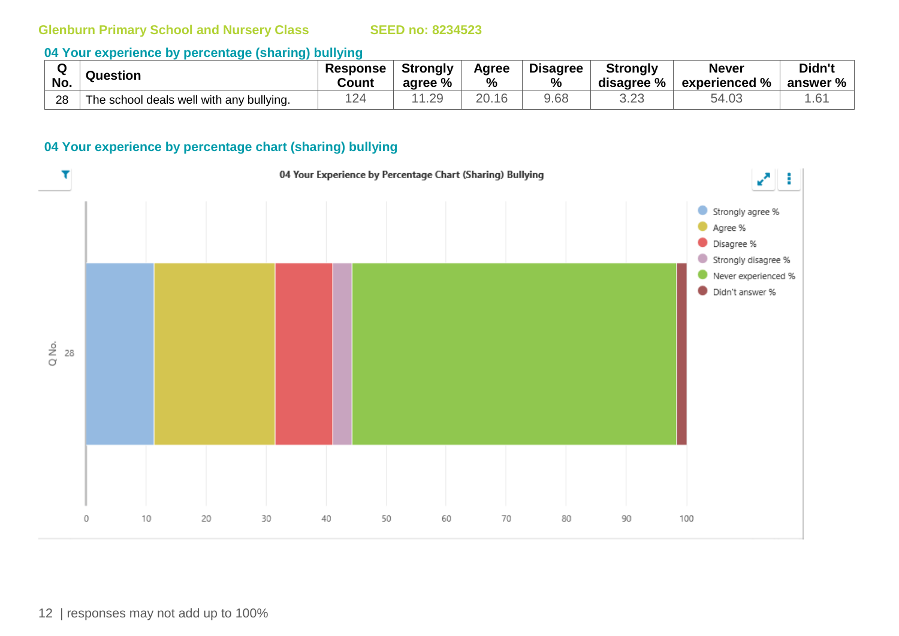Glenburn Primary School and Nursery Class SEED no: 8234523

## 04 Your experience by percentage (sharing) bullying

| Q No. | Question | Response Count | Strongly agree % | Agree % | Disagree % | Strongly disagree % | Never experienced % | Didn't answer % |
|---|---|---|---|---|---|---|---|---|
| 28 | The school deals well with any bullying. | 124 | 11.29 | 20.16 | 9.68 | 3.23 | 54.03 | 1.61 |

## 04 Your experience by percentage chart (sharing) bullying

04 Your Experience by Percentage Chart (Sharing) Bullying

Legend: Strongly agree %, Agree %, Disagree %, Strongly disagree %, Never experienced %, Didn't answer %

Q No.: 28

0 10 20 30 40 50 60 70 80 90 100

responses may not add up to 100%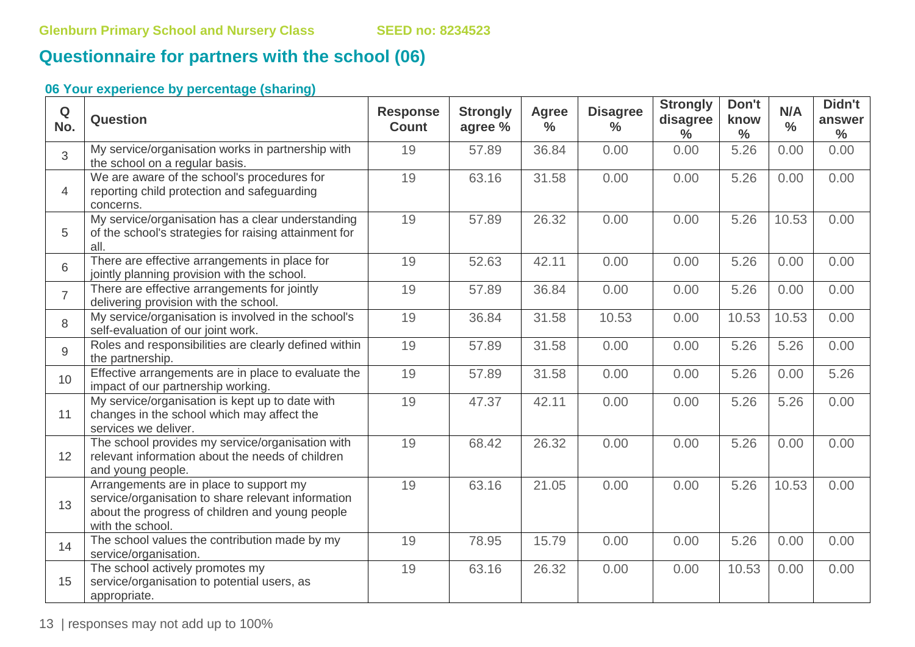Glenburn Primary School and Nursery Class SEED no: 8234523

## Questionnaire for partners with the school (06)

### 06 Your experience by percentage (sharing)

| Q No. | Question | Response Count | Strongly agree % | Agree % | Disagree % | Strongly disagree % | Don't know % | N/A % | Didn't answer % |
|---|---|---|---|---|---|---|---|---|---|
| 3 | My service/organisation works in partnership with the school on a regular basis. | 19 | 57.89 | 36.84 | 0.00 | 0.00 | 5.26 | 0.00 | 0.00 |
| 4 | We are aware of the school's procedures for reporting child protection and safeguarding concerns. | 19 | 63.16 | 31.58 | 0.00 | 0.00 | 5.26 | 0.00 | 0.00 |
| 5 | My service/organisation has a clear understanding of the school's strategies for raising attainment for all. | 19 | 57.89 | 26.32 | 0.00 | 0.00 | 5.26 | 10.53 | 0.00 |
| 6 | There are effective arrangements in place for jointly planning provision with the school. | 19 | 52.63 | 42.11 | 0.00 | 0.00 | 5.26 | 0.00 | 0.00 |
| 7 | There are effective arrangements for jointly delivering provision with the school. | 19 | 57.89 | 36.84 | 0.00 | 0.00 | 5.26 | 0.00 | 0.00 |
| 8 | My service/organisation is involved in the school's self-evaluation of our joint work. | 19 | 36.84 | 31.58 | 10.53 | 0.00 | 10.53 | 10.53 | 0.00 |
| 9 | Roles and responsibilities are clearly defined within the partnership. | 19 | 57.89 | 31.58 | 0.00 | 0.00 | 5.26 | 5.26 | 0.00 |
| 10 | Effective arrangements are in place to evaluate the impact of our partnership working. | 19 | 57.89 | 31.58 | 0.00 | 0.00 | 5.26 | 0.00 | 5.26 |
| 11 | My service/organisation is kept up to date with changes in the school which may affect the services we deliver. | 19 | 47.37 | 42.11 | 0.00 | 0.00 | 5.26 | 5.26 | 0.00 |
| 12 | The school provides my service/organisation with relevant information about the needs of children and young people. | 19 | 68.42 | 26.32 | 0.00 | 0.00 | 5.26 | 0.00 | 0.00 |
| 13 | Arrangements are in place to support my service/organisation to share relevant information about the progress of children and young people with the school. | 19 | 63.16 | 21.05 | 0.00 | 0.00 | 5.26 | 10.53 | 0.00 |
| 14 | The school values the contribution made by my service/organisation. | 19 | 78.95 | 15.79 | 0.00 | 0.00 | 5.26 | 0.00 | 0.00 |
| 15 | The school actively promotes my service/organisation to potential users, as appropriate. | 19 | 63.16 | 26.32 | 0.00 | 0.00 | 10.53 | 0.00 | 0.00 |

responses may not add up to 100%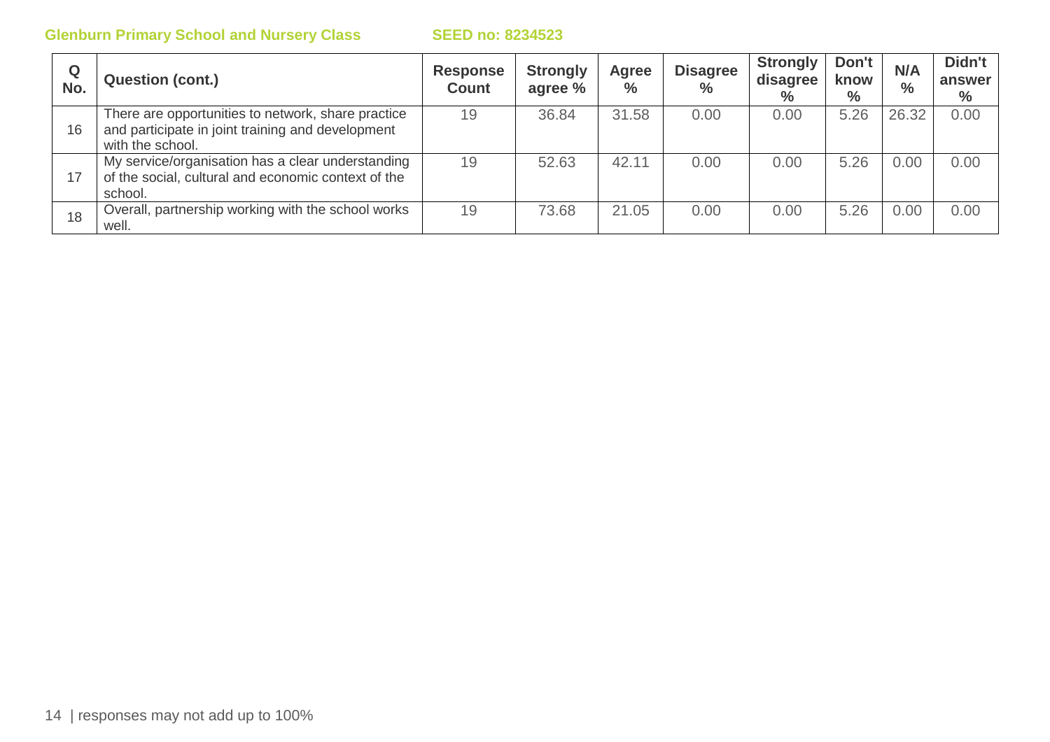| Q No. | Question (cont.) | Response Count | Strongly agree % | Agree % | Disagree % | Strongly disagree % | Don't know % | N/A % | Didn't answer % |
|---|---|---|---|---|---|---|---|---|---|
| 16 | There are opportunities to network, share practice and participate in joint training and development with the school. | 19 | 36.84 | 31.58 | 0.00 | 0.00 | 5.26 | 26.32 | 0.00 |
| 17 | My service/organisation has a clear understanding of the social, cultural and economic context of the school. | 19 | 52.63 | 42.11 | 0.00 | 0.00 | 5.26 | 0.00 | 0.00 |
| 18 | Overall, partnership working with the school works well. | 19 | 73.68 | 21.05 | 0.00 | 0.00 | 5.26 | 0.00 | 0.00 |

responses may not add up to 100%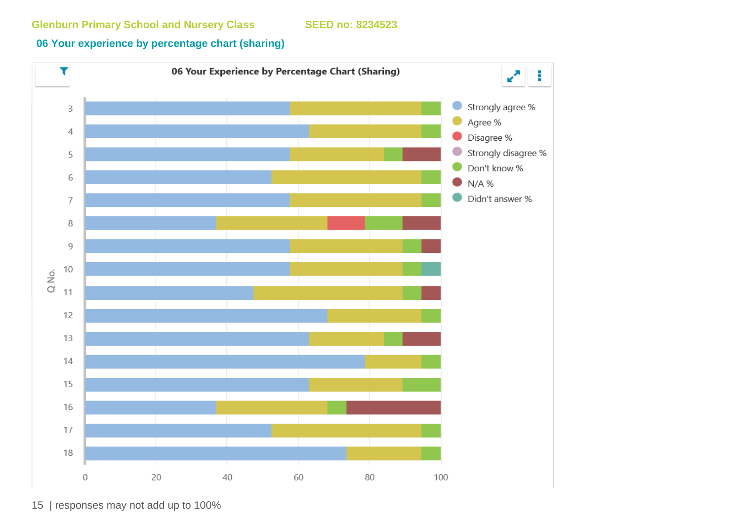Glenburn Primary School and Nursery Class SEED no: 8234523

## 06 Your experience by percentage chart (sharing)

**06 Your Experience by Percentage Chart (Sharing)**

Legend: Strongly agree %, Agree %, Disagree %, Strongly disagree %, Don't know %, N/A %, Didn't answer %

Q No.: 3, 4, 5, 6, 7, 8, 9, 10, 11, 12, 13, 14, 15, 16, 17, 18

Axis: 0, 20, 40, 60, 80, 100

| responses may not add up to 100%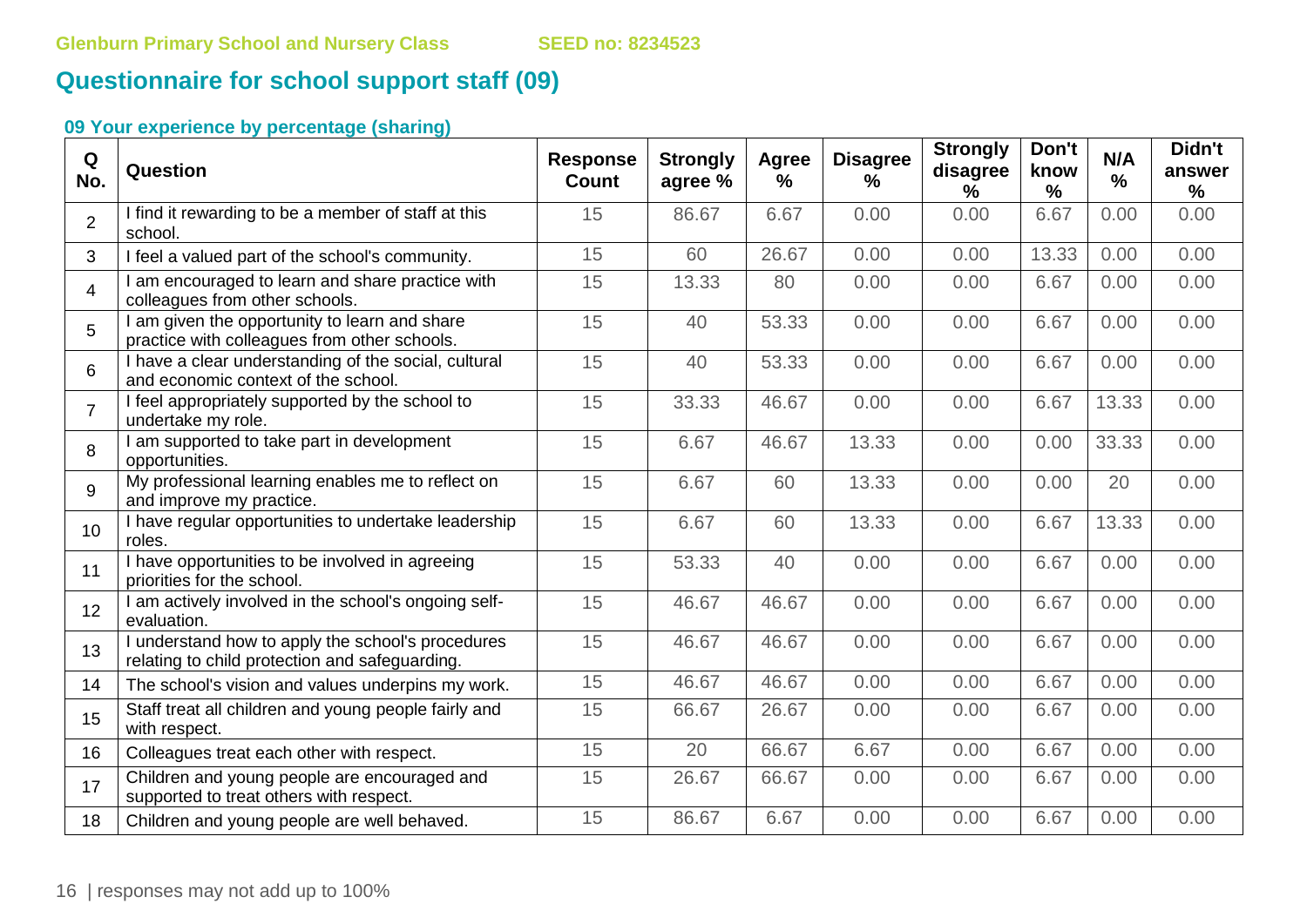Glenburn Primary School and Nursery Class SEED no: 8234523

## Questionnaire for school support staff (09)

### 09 Your experience by percentage (sharing)

| Q No. | Question | Response Count | Strongly agree % | Agree % | Disagree % | Strongly disagree % | Don't know % | N/A % | Didn't answer % |
|---|---|---|---|---|---|---|---|---|---|
| 2 | I find it rewarding to be a member of staff at this school. | 15 | 86.67 | 6.67 | 0.00 | 0.00 | 6.67 | 0.00 | 0.00 |
| 3 | I feel a valued part of the school's community. | 15 | 60 | 26.67 | 0.00 | 0.00 | 13.33 | 0.00 | 0.00 |
| 4 | I am encouraged to learn and share practice with colleagues from other schools. | 15 | 13.33 | 80 | 0.00 | 0.00 | 6.67 | 0.00 | 0.00 |
| 5 | I am given the opportunity to learn and share practice with colleagues from other schools. | 15 | 40 | 53.33 | 0.00 | 0.00 | 6.67 | 0.00 | 0.00 |
| 6 | I have a clear understanding of the social, cultural and economic context of the school. | 15 | 40 | 53.33 | 0.00 | 0.00 | 6.67 | 0.00 | 0.00 |
| 7 | I feel appropriately supported by the school to undertake my role. | 15 | 33.33 | 46.67 | 0.00 | 0.00 | 6.67 | 13.33 | 0.00 |
| 8 | I am supported to take part in development opportunities. | 15 | 6.67 | 46.67 | 13.33 | 0.00 | 0.00 | 33.33 | 0.00 |
| 9 | My professional learning enables me to reflect on and improve my practice. | 15 | 6.67 | 60 | 13.33 | 0.00 | 0.00 | 20 | 0.00 |
| 10 | I have regular opportunities to undertake leadership roles. | 15 | 6.67 | 60 | 13.33 | 0.00 | 6.67 | 13.33 | 0.00 |
| 11 | I have opportunities to be involved in agreeing priorities for the school. | 15 | 53.33 | 40 | 0.00 | 0.00 | 6.67 | 0.00 | 0.00 |
| 12 | I am actively involved in the school's ongoing self-evaluation. | 15 | 46.67 | 46.67 | 0.00 | 0.00 | 6.67 | 0.00 | 0.00 |
| 13 | I understand how to apply the school's procedures relating to child protection and safeguarding. | 15 | 46.67 | 46.67 | 0.00 | 0.00 | 6.67 | 0.00 | 0.00 |
| 14 | The school's vision and values underpins my work. | 15 | 46.67 | 46.67 | 0.00 | 0.00 | 6.67 | 0.00 | 0.00 |
| 15 | Staff treat all children and young people fairly and with respect. | 15 | 66.67 | 26.67 | 0.00 | 0.00 | 6.67 | 0.00 | 0.00 |
| 16 | Colleagues treat each other with respect. | 15 | 20 | 66.67 | 6.67 | 0.00 | 6.67 | 0.00 | 0.00 |
| 17 | Children and young people are encouraged and supported to treat others with respect. | 15 | 26.67 | 66.67 | 0.00 | 0.00 | 6.67 | 0.00 | 0.00 |
| 18 | Children and young people are well behaved. | 15 | 86.67 | 6.67 | 0.00 | 0.00 | 6.67 | 0.00 | 0.00 |

responses may not add up to 100%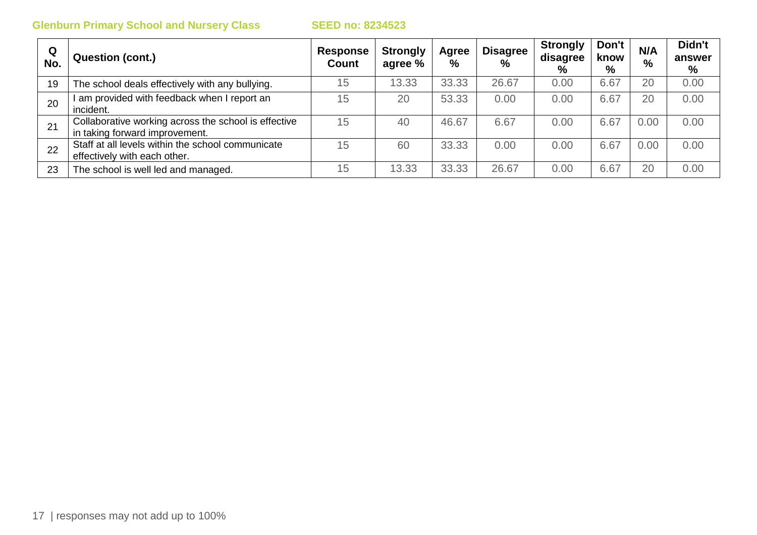| Q No. | Question (cont.) | Response Count | Strongly agree % | Agree % | Disagree % | Strongly disagree % | Don't know % | N/A % | Didn't answer % |
|---|---|---|---|---|---|---|---|---|---|
| 19 | The school deals effectively with any bullying. | 15 | 13.33 | 33.33 | 26.67 | 0.00 | 6.67 | 20 | 0.00 |
| 20 | I am provided with feedback when I report an incident. | 15 | 20 | 53.33 | 0.00 | 0.00 | 6.67 | 20 | 0.00 |
| 21 | Collaborative working across the school is effective in taking forward improvement. | 15 | 40 | 46.67 | 6.67 | 0.00 | 6.67 | 0.00 | 0.00 |
| 22 | Staff at all levels within the school communicate effectively with each other. | 15 | 60 | 33.33 | 0.00 | 0.00 | 6.67 | 0.00 | 0.00 |
| 23 | The school is well led and managed. | 15 | 13.33 | 33.33 | 26.67 | 0.00 | 6.67 | 20 | 0.00 |

responses may not add up to 100%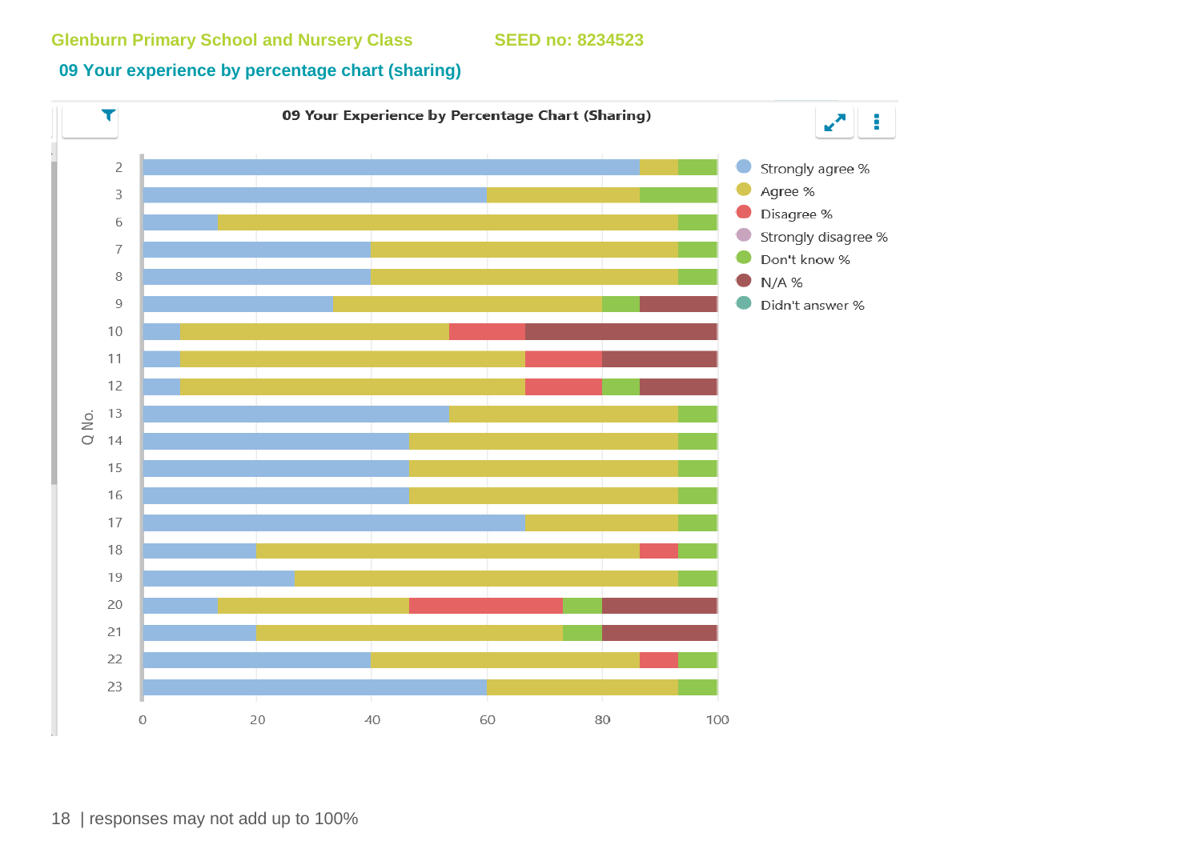Glenburn Primary School and Nursery Class SEED no: 8234523

## 09 Your experience by percentage chart (sharing)

**09 Your Experience by Percentage Chart (Sharing)**

Legend: Strongly agree % · Agree % · Disagree % · Strongly disagree % · Don't know % · N/A % · Didn't answer %

Y-axis: Q No. (2, 3, 6, 7, 8, 9, 10, 11, 12, 13, 14, 15, 16, 17, 18, 19, 20, 21, 22, 23)

X-axis: 0, 20, 40, 60, 80, 100

| responses may not add up to 100%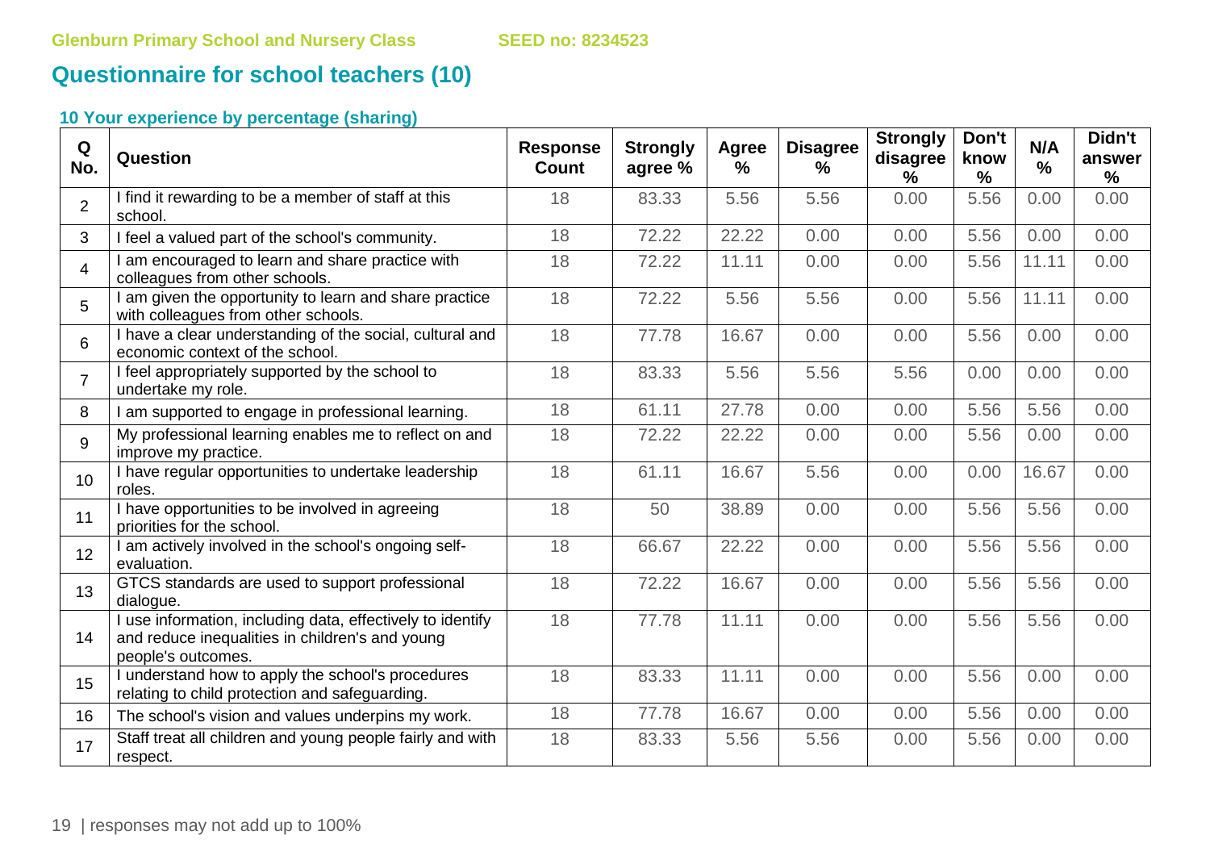Glenburn Primary School and Nursery Class SEED no: 8234523

## Questionnaire for school teachers (10)

### 10 Your experience by percentage (sharing)

| Q No. | Question | Response Count | Strongly agree % | Agree % | Disagree % | Strongly disagree % | Don't know % | N/A % | Didn't answer % |
|---|---|---|---|---|---|---|---|---|---|
| 2 | I find it rewarding to be a member of staff at this school. | 18 | 83.33 | 5.56 | 5.56 | 0.00 | 5.56 | 0.00 | 0.00 |
| 3 | I feel a valued part of the school's community. | 18 | 72.22 | 22.22 | 0.00 | 0.00 | 5.56 | 0.00 | 0.00 |
| 4 | I am encouraged to learn and share practice with colleagues from other schools. | 18 | 72.22 | 11.11 | 0.00 | 0.00 | 5.56 | 11.11 | 0.00 |
| 5 | I am given the opportunity to learn and share practice with colleagues from other schools. | 18 | 72.22 | 5.56 | 5.56 | 0.00 | 5.56 | 11.11 | 0.00 |
| 6 | I have a clear understanding of the social, cultural and economic context of the school. | 18 | 77.78 | 16.67 | 0.00 | 0.00 | 5.56 | 0.00 | 0.00 |
| 7 | I feel appropriately supported by the school to undertake my role. | 18 | 83.33 | 5.56 | 5.56 | 5.56 | 0.00 | 0.00 | 0.00 |
| 8 | I am supported to engage in professional learning. | 18 | 61.11 | 27.78 | 0.00 | 0.00 | 5.56 | 5.56 | 0.00 |
| 9 | My professional learning enables me to reflect on and improve my practice. | 18 | 72.22 | 22.22 | 0.00 | 0.00 | 5.56 | 0.00 | 0.00 |
| 10 | I have regular opportunities to undertake leadership roles. | 18 | 61.11 | 16.67 | 5.56 | 0.00 | 0.00 | 16.67 | 0.00 |
| 11 | I have opportunities to be involved in agreeing priorities for the school. | 18 | 50 | 38.89 | 0.00 | 0.00 | 5.56 | 5.56 | 0.00 |
| 12 | I am actively involved in the school's ongoing self-evaluation. | 18 | 66.67 | 22.22 | 0.00 | 0.00 | 5.56 | 5.56 | 0.00 |
| 13 | GTCS standards are used to support professional dialogue. | 18 | 72.22 | 16.67 | 0.00 | 0.00 | 5.56 | 5.56 | 0.00 |
| 14 | I use information, including data, effectively to identify and reduce inequalities in children's and young people's outcomes. | 18 | 77.78 | 11.11 | 0.00 | 0.00 | 5.56 | 5.56 | 0.00 |
| 15 | I understand how to apply the school's procedures relating to child protection and safeguarding. | 18 | 83.33 | 11.11 | 0.00 | 0.00 | 5.56 | 0.00 | 0.00 |
| 16 | The school's vision and values underpins my work. | 18 | 77.78 | 16.67 | 0.00 | 0.00 | 5.56 | 0.00 | 0.00 |
| 17 | Staff treat all children and young people fairly and with respect. | 18 | 83.33 | 5.56 | 5.56 | 0.00 | 5.56 | 0.00 | 0.00 |

responses may not add up to 100%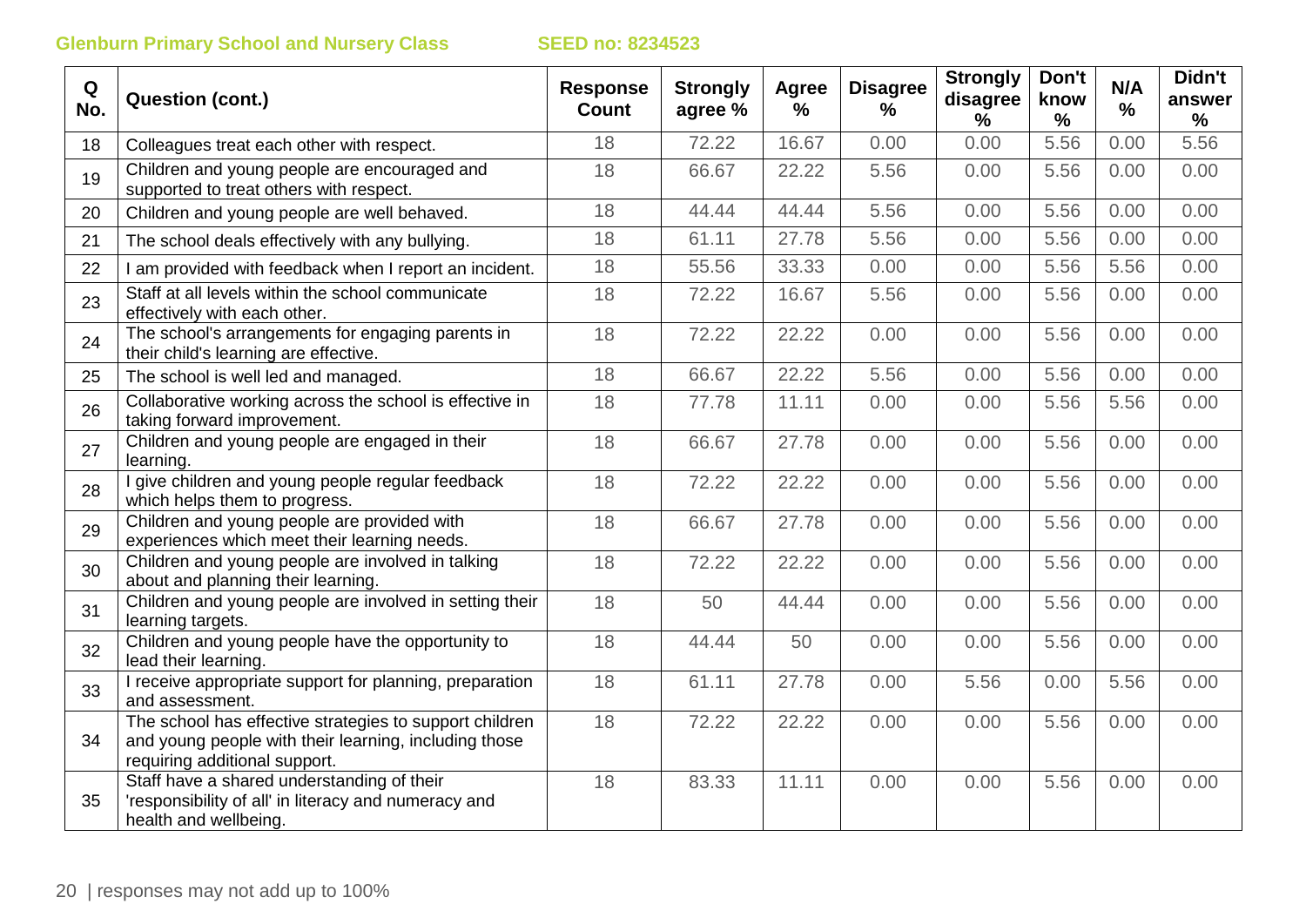**Glenburn Primary School and Nursery Class** **SEED no: 8234523**

| Q No. | Question (cont.) | Response Count | Strongly agree % | Agree % | Disagree % | Strongly disagree % | Don't know % | N/A % | Didn't answer % |
|---|---|---|---|---|---|---|---|---|---|
| 18 | Colleagues treat each other with respect. | 18 | 72.22 | 16.67 | 0.00 | 0.00 | 5.56 | 0.00 | 5.56 |
| 19 | Children and young people are encouraged and supported to treat others with respect. | 18 | 66.67 | 22.22 | 5.56 | 0.00 | 5.56 | 0.00 | 0.00 |
| 20 | Children and young people are well behaved. | 18 | 44.44 | 44.44 | 5.56 | 0.00 | 5.56 | 0.00 | 0.00 |
| 21 | The school deals effectively with any bullying. | 18 | 61.11 | 27.78 | 5.56 | 0.00 | 5.56 | 0.00 | 0.00 |
| 22 | I am provided with feedback when I report an incident. | 18 | 55.56 | 33.33 | 0.00 | 0.00 | 5.56 | 5.56 | 0.00 |
| 23 | Staff at all levels within the school communicate effectively with each other. | 18 | 72.22 | 16.67 | 5.56 | 0.00 | 5.56 | 0.00 | 0.00 |
| 24 | The school's arrangements for engaging parents in their child's learning are effective. | 18 | 72.22 | 22.22 | 0.00 | 0.00 | 5.56 | 0.00 | 0.00 |
| 25 | The school is well led and managed. | 18 | 66.67 | 22.22 | 5.56 | 0.00 | 5.56 | 0.00 | 0.00 |
| 26 | Collaborative working across the school is effective in taking forward improvement. | 18 | 77.78 | 11.11 | 0.00 | 0.00 | 5.56 | 5.56 | 0.00 |
| 27 | Children and young people are engaged in their learning. | 18 | 66.67 | 27.78 | 0.00 | 0.00 | 5.56 | 0.00 | 0.00 |
| 28 | I give children and young people regular feedback which helps them to progress. | 18 | 72.22 | 22.22 | 0.00 | 0.00 | 5.56 | 0.00 | 0.00 |
| 29 | Children and young people are provided with experiences which meet their learning needs. | 18 | 66.67 | 27.78 | 0.00 | 0.00 | 5.56 | 0.00 | 0.00 |
| 30 | Children and young people are involved in talking about and planning their learning. | 18 | 72.22 | 22.22 | 0.00 | 0.00 | 5.56 | 0.00 | 0.00 |
| 31 | Children and young people are involved in setting their learning targets. | 18 | 50 | 44.44 | 0.00 | 0.00 | 5.56 | 0.00 | 0.00 |
| 32 | Children and young people have the opportunity to lead their learning. | 18 | 44.44 | 50 | 0.00 | 0.00 | 5.56 | 0.00 | 0.00 |
| 33 | I receive appropriate support for planning, preparation and assessment. | 18 | 61.11 | 27.78 | 0.00 | 5.56 | 0.00 | 5.56 | 0.00 |
| 34 | The school has effective strategies to support children and young people with their learning, including those requiring additional support. | 18 | 72.22 | 22.22 | 0.00 | 0.00 | 5.56 | 0.00 | 0.00 |
| 35 | Staff have a shared understanding of their 'responsibility of all' in literacy and numeracy and health and wellbeing. | 18 | 83.33 | 11.11 | 0.00 | 0.00 | 5.56 | 0.00 | 0.00 |

responses may not add up to 100%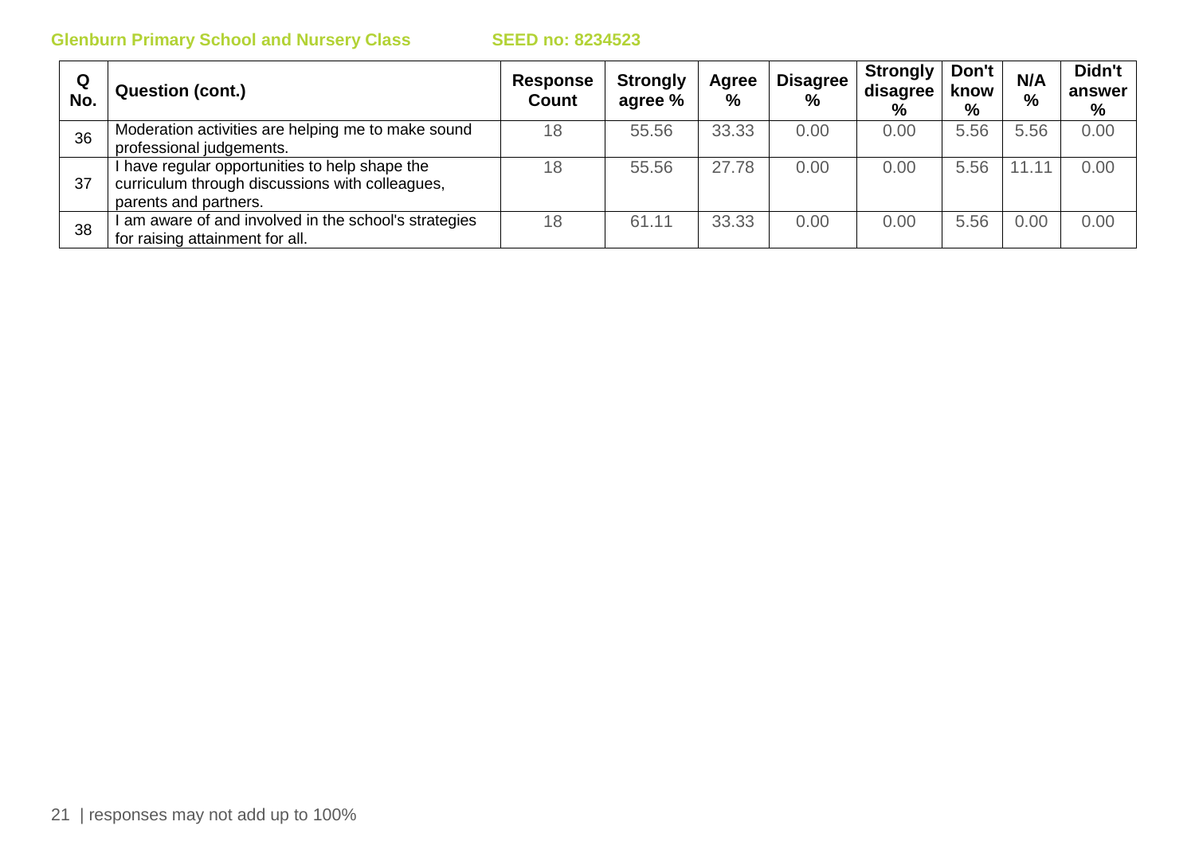| Q No. | Question (cont.) | Response Count | Strongly agree % | Agree % | Disagree % | Strongly disagree % | Don't know % | N/A % | Didn't answer % |
|---|---|---|---|---|---|---|---|---|---|
| 36 | Moderation activities are helping me to make sound professional judgements. | 18 | 55.56 | 33.33 | 0.00 | 0.00 | 5.56 | 5.56 | 0.00 |
| 37 | I have regular opportunities to help shape the curriculum through discussions with colleagues, parents and partners. | 18 | 55.56 | 27.78 | 0.00 | 0.00 | 5.56 | 11.11 | 0.00 |
| 38 | I am aware of and involved in the school's strategies for raising attainment for all. | 18 | 61.11 | 33.33 | 0.00 | 0.00 | 5.56 | 0.00 | 0.00 |

responses may not add up to 100%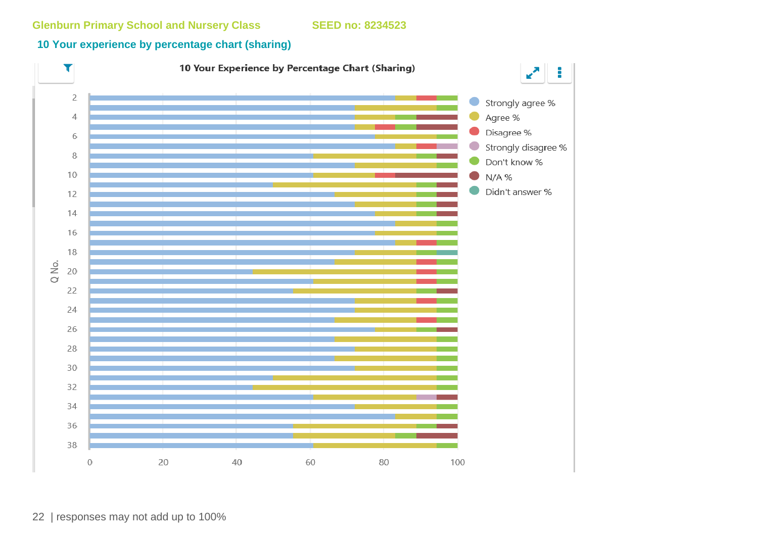Glenburn Primary School and Nursery Class SEED no: 8234523

## 10 Your experience by percentage chart (sharing)

10 Your Experience by Percentage Chart (Sharing)

Q No.

2
4
6
8
10
12
14
16
18
20
22
24
26
28
30
32
34
36
38

0 20 40 60 80 100

Strongly agree %
Agree %
Disagree %
Strongly disagree %
Don't know %
N/A %
Didn't answer %

responses may not add up to 100%